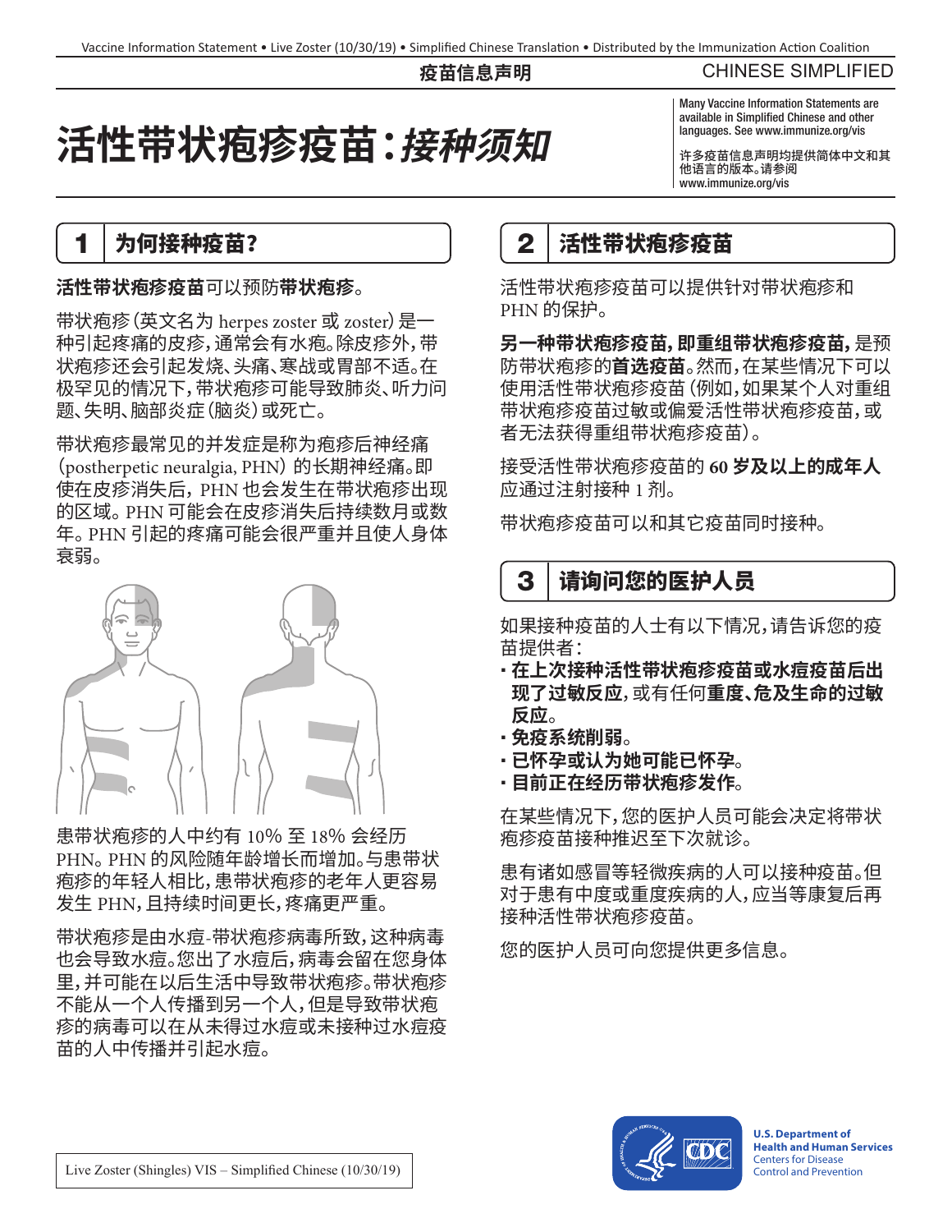**疫苗信息声明** CHINESE SIMPLIFIED

# 活性带状疱疹疫苗：*接种须知*

Many Vaccine Information Statements are available in Simplified Chinese and other languages. See www.immunize.org/vis

许多疫苗信息声明均提供简体中文和其他语言的版本。请参阅 www.immunize.org/vis

## 1 为何接种疫苗？

**活性带状疱疹疫苗**可以预防**带状疱疹**。

带状疱疹（英文名为 herpes zoster 或 zoster）是一种引起疼痛的皮疹，通常会有水疱。除皮疹外，带状疱疹还会引起发烧、头痛、寒战或胃部不适。在极罕见的情况下，带状疱疹可能导致肺炎、听力问题、失明、脑部炎症（脑炎）或死亡。

带状疱疹最常见的并发症是称为疱疹后神经痛（postherpetic neuralgia, PHN）的长期神经痛。即使在皮疹消失后，PHN 也会发生在带状疱疹出现的区域。PHN 可能会在皮疹消失后持续数月或数年。PHN 引起的疼痛可能会很严重并且使人身体衰弱。

患带状疱疹的人中约有 10% 至 18% 会经历 PHN。PHN 的风险随年龄增长而增加。与患带状疱疹的年轻人相比，患带状疱疹的老年人更容易发生 PHN，且持续时间更长，疼痛更严重。

带状疱疹是由水痘-带状疱疹病毒所致，这种病毒也会导致水痘。您出了水痘后，病毒会留在您身体里，并可能在以后生活中导致带状疱疹。带状疱疹不能从一个人传播到另一个人，但是导致带状疱疹的病毒可以在从未得过水痘或未接种过水痘疫苗的人中传播并引起水痘。

## 2 活性带状疱疹疫苗

活性带状疱疹疫苗可以提供针对带状疱疹和 PHN 的保护。

**另一种带状疱疹疫苗，即重组带状疱疹疫苗，**是预防带状疱疹的**首选疫苗**。然而，在某些情况下可以使用活性带状疱疹疫苗（例如，如果某个人对重组带状疱疹疫苗过敏或偏爱活性带状疱疹疫苗，或者无法获得重组带状疱疹疫苗）。

接受活性带状疱疹疫苗的 **60 岁及以上的成年人**应通过注射接种 1 剂。

带状疱疹疫苗可以和其它疫苗同时接种。

## 3 请询问您的医护人员

如果接种疫苗的人士有以下情况，请告诉您的疫苗提供者：

- **在上次接种活性带状疱疹疫苗或水痘疫苗后出现了过敏反应，**或有任何**重度、危及生命的过敏反应**。
- **免疫系统削弱**。
- **已怀孕或认为她可能已怀孕**。
- **目前正在经历带状疱疹发作**。

在某些情况下，您的医护人员可能会决定将带状疱疹疫苗接种推迟至下次就诊。

患有诸如感冒等轻微疾病的人可以接种疫苗。但对于患有中度或重度疾病的人，应当等康复后再接种活性带状疱疹疫苗。

您的医护人员可向您提供更多信息。

Live Zoster (Shingles) VIS – Simplified Chinese (10/30/19)

U.S. Department of Health and Human Services
Centers for Disease Control and Prevention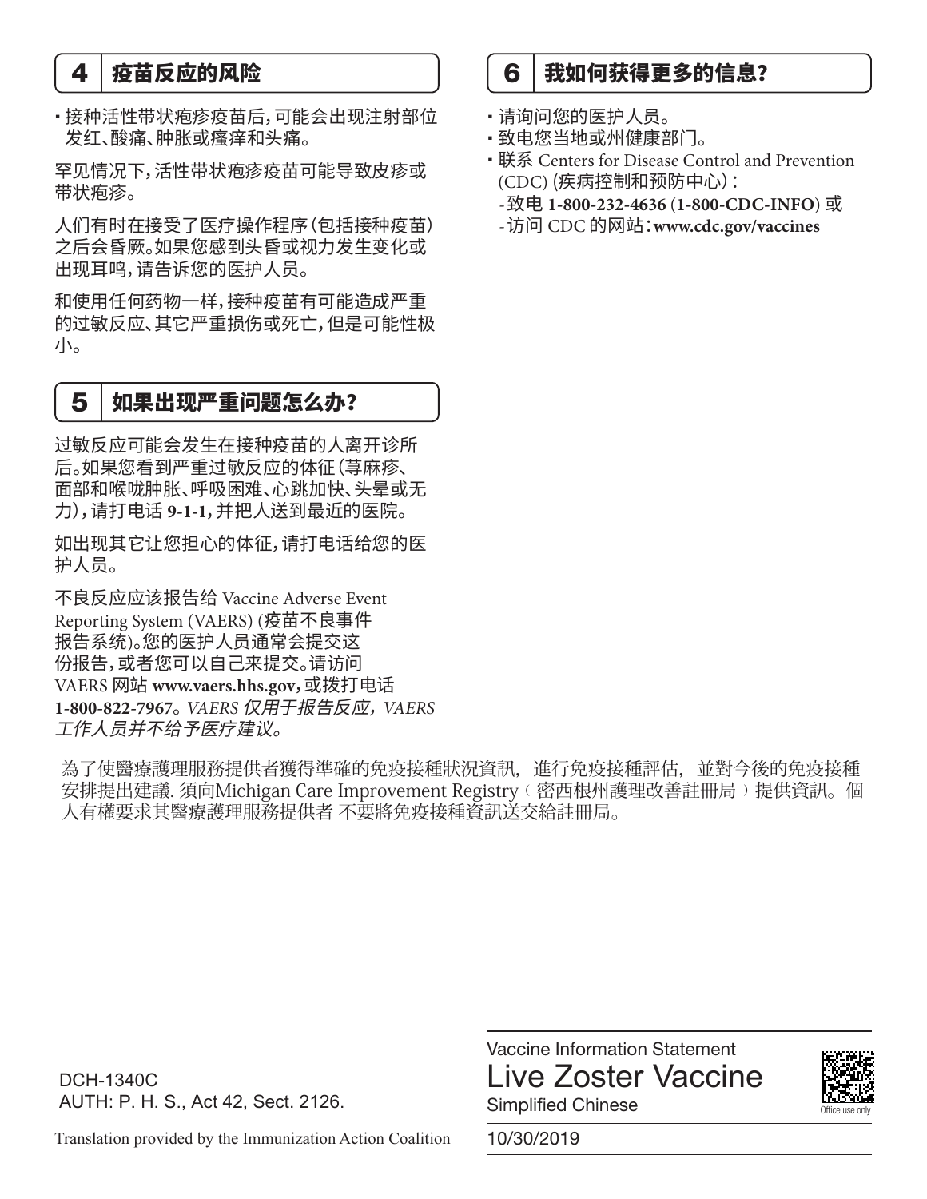## 4 疫苗反应的风险

- 接种活性带状疱疹疫苗后，可能会出现注射部位发红、酸痛、肿胀或瘙痒和头痛。

罕见情况下，活性带状疱疹疫苗可能导致皮疹或带状疱疹。

人们有时在接受了医疗操作程序（包括接种疫苗）之后会昏厥。如果您感到头昏或视力发生变化或出现耳鸣，请告诉您的医护人员。

和使用任何药物一样，接种疫苗有可能造成严重的过敏反应、其它严重损伤或死亡，但是可能性极小。

## 5 如果出现严重问题怎么办？

过敏反应可能会发生在接种疫苗的人离开诊所后。如果您看到严重过敏反应的体征（荨麻疹、面部和喉咙肿胀、呼吸困难、心跳加快、头晕或无力），请打电话 **9-1-1**，并把人送到最近的医院。

如出现其它让您担心的体征，请打电话给您的医护人员。

不良反应应该报告给 Vaccine Adverse Event Reporting System (VAERS) (疫苗不良事件报告系统)。您的医护人员通常会提交这份报告，或者您可以自己来提交。请访问 VAERS 网站 **www.vaers.hhs.gov**，或拨打电话 **1-800-822-7967**。*VAERS 仅用于报告反应，VAERS 工作人员并不给予医疗建议。*

## 6 我如何获得更多的信息？

- 请询问您的医护人员。
- 致电您当地或州健康部门。
- 联系 Centers for Disease Control and Prevention (CDC) (疾病控制和预防中心)：
  - 致电 **1-800-232-4636 (1-800-CDC-INFO)** 或
  - 访问 CDC 的网站：**www.cdc.gov/vaccines**

為了使醫療護理服務提供者獲得準確的免疫接種狀況資訊，進行免疫接種評估，並對今後的免疫接種安排提出建議. 須向Michigan Care Improvement Registry（密西根州護理改善註冊局）提供資訊。個人有權要求其醫療護理服務提供者 不要將免疫接種資訊送交給註冊局。

DCH-1340C
AUTH: P. H. S., Act 42, Sect. 2126.

Translation provided by the Immunization Action Coalition

Vaccine Information Statement
Live Zoster Vaccine
Simplified Chinese

Office use only

10/30/2019